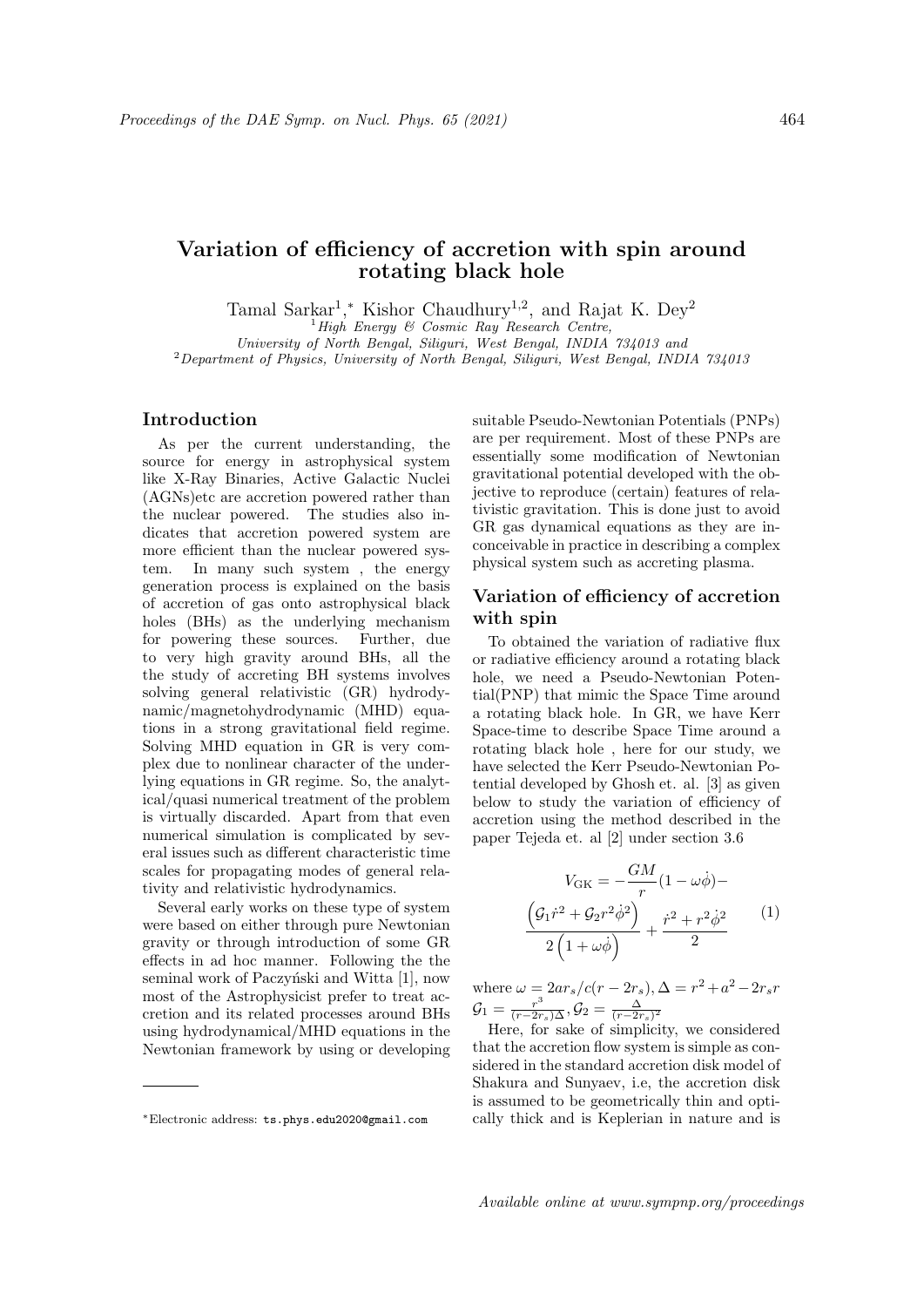# Variation of efficiency of accretion with spin around rotating black hole

Tamal Sarkar[1,*], Kishor Chaudhury[1,2], and Rajat K. Dey[2]

[1] *High Energy & Cosmic Ray Research Centre, University of North Bengal, Siliguri, West Bengal, INDIA 734013 and*
[2] *Department of Physics, University of North Bengal, Siliguri, West Bengal, INDIA 734013*

## Introduction

As per the current understanding, the source for energy in astrophysical system like X-Ray Binaries, Active Galactic Nuclei (AGNs)etc are accretion powered rather than the nuclear powered. The studies also indicates that accretion powered system are more efficient than the nuclear powered system. In many such system , the energy generation process is explained on the basis of accretion of gas onto astrophysical black holes (BHs) as the underlying mechanism for powering these sources. Further, due to very high gravity around BHs, all the the study of accreting BH systems involves solving general relativistic (GR) hydrodynamic/magnetohydrodynamic (MHD) equations in a strong gravitational field regime. Solving MHD equation in GR is very complex due to nonlinear character of the underlying equations in GR regime. So, the analytical/quasi numerical treatment of the problem is virtually discarded. Apart from that even numerical simulation is complicated by several issues such as different characteristic time scales for propagating modes of general relativity and relativistic hydrodynamics.

Several early works on these type of system were based on either through pure Newtonian gravity or through introduction of some GR effects in ad hoc manner. Following the the seminal work of Paczyński and Witta [1], now most of the Astrophysicist prefer to treat accretion and its related processes around BHs using hydrodynamical/MHD equations in the Newtonian framework by using or developing suitable Pseudo-Newtonian Potentials (PNPs) are per requirement. Most of these PNPs are essentially some modification of Newtonian gravitational potential developed with the objective to reproduce (certain) features of relativistic gravitation. This is done just to avoid GR gas dynamical equations as they are inconceivable in practice in describing a complex physical system such as accreting plasma.

## Variation of efficiency of accretion with spin

To obtained the variation of radiative flux or radiative efficiency around a rotating black hole, we need a Pseudo-Newtonian Potential(PNP) that mimic the Space Time around a rotating black hole. In GR, we have Kerr Space-time to describe Space Time around a rotating black hole , here for our study, we have selected the Kerr Pseudo-Newtonian Potential developed by Ghosh et. al. [3] as given below to study the variation of efficiency of accretion using the method described in the paper Tejeda et. al [2] under section 3.6

$$V_{\rm GK} = -\frac{GM}{r}(1-\omega\dot{\phi}) - \frac{\left(\mathcal{G}_1\dot{r}^2 + \mathcal{G}_2 r^2\dot{\phi}^2\right)}{2\left(1+\omega\dot{\phi}\right)} + \frac{\dot{r}^2 + r^2\dot{\phi}^2}{2} \tag{1}$$

where $\omega = 2ar_s/c(r-2r_s), \Delta = r^2 + a^2 - 2r_s r$ $\mathcal{G}_1 = \frac{r^3}{(r-2r_s)\Delta}, \mathcal{G}_2 = \frac{\Delta}{(r-2r_s)^2}$

Here, for sake of simplicity, we considered that the accretion flow system is simple as considered in the standard accretion disk model of Shakura and Sunyaev, i.e, the accretion disk is assumed to be geometrically thin and optically thick and is Keplerian in nature and is

---

*Electronic address: ts.phys.edu2020@gmail.com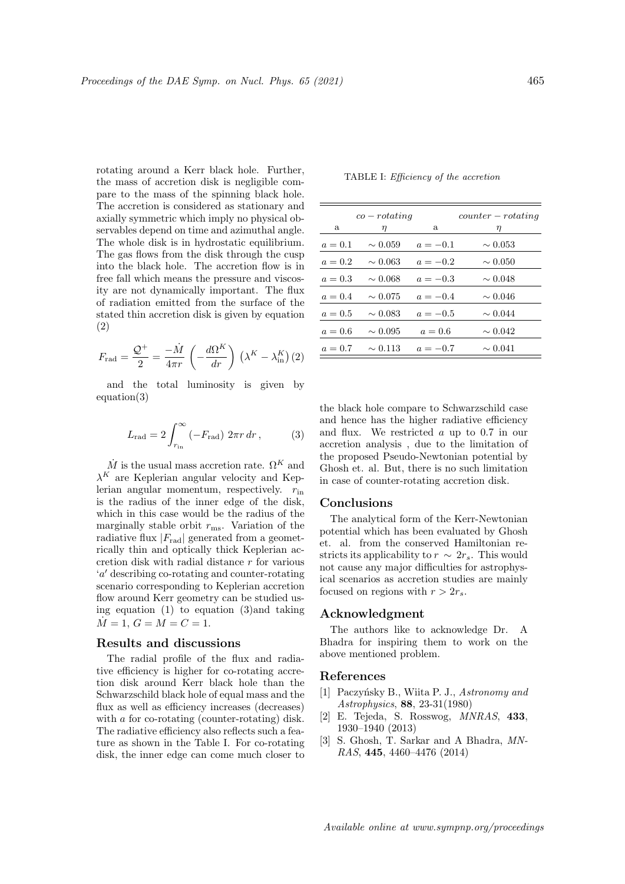rotating around a Kerr black hole. Further, the mass of accretion disk is negligible compare to the mass of the spinning black hole. The accretion is considered as stationary and axially symmetric which imply no physical observables depend on time and azimuthal angle. The whole disk is in hydrostatic equilibrium. The gas flows from the disk through the cusp into the black hole. The accretion flow is in free fall which means the pressure and viscosity are not dynamically important. The flux of radiation emitted from the surface of the stated thin accretion disk is given by equation (2)

$$F_{\rm rad} = \frac{\mathcal{Q}^+}{2} = \frac{-\dot{M}}{4\pi r}\left(-\frac{d\Omega^K}{dr}\right)\left(\lambda^K - \lambda^K_{\rm in}\right) \quad (2)$$

and the total luminosity is given by equation(3)

$$L_{\rm rad} = 2\int_{r_{\rm in}}^{\infty} \left(-F_{\rm rad}\right)\, 2\pi r\, dr\,, \qquad (3)$$

$\dot{M}$ is the usual mass accretion rate. $\Omega^K$ and $\lambda^K$ are Keplerian angular velocity and Keplerian angular momentum, respectively. $r_{\rm in}$ is the radius of the inner edge of the disk, which in this case would be the radius of the marginally stable orbit $r_{\rm ms}$. Variation of the radiative flux $|F_{\rm rad}|$ generated from a geometrically thin and optically thick Keplerian accretion disk with radial distance $r$ for various '$a$' describing co-rotating and counter-rotating scenario corresponding to Keplerian accretion flow around Kerr geometry can be studied using equation (1) to equation (3)and taking $\dot{M} = 1$, $G = M = C = 1$.

## Results and discussions

The radial profile of the flux and radiative efficiency is higher for co-rotating accretion disk around Kerr black hole than the Schwarzschild black hole of equal mass and the flux as well as efficiency increases (decreases) with $a$ for co-rotating (counter-rotating) disk. The radiative efficiency also reflects such a feature as shown in the Table I. For co-rotating disk, the inner edge can come much closer to the black hole compare to Schwarzschild case and hence has the higher radiative efficiency and flux. We restricted $a$ up to 0.7 in our accretion analysis , due to the limitation of the proposed Pseudo-Newtonian potential by Ghosh et. al. But, there is no such limitation in case of counter-rotating accretion disk.

TABLE I: *Efficiency of the accretion*

| *co − rotating* | | *counter − rotating* | |
|---|---|---|---|
| a | $\eta$ | a | $\eta$ |
| $a = 0.1$ | $\sim 0.059$ | $a = -0.1$ | $\sim 0.053$ |
| $a = 0.2$ | $\sim 0.063$ | $a = -0.2$ | $\sim 0.050$ |
| $a = 0.3$ | $\sim 0.068$ | $a = -0.3$ | $\sim 0.048$ |
| $a = 0.4$ | $\sim 0.075$ | $a = -0.4$ | $\sim 0.046$ |
| $a = 0.5$ | $\sim 0.083$ | $a = -0.5$ | $\sim 0.044$ |
| $a = 0.6$ | $\sim 0.095$ | $a = 0.6$ | $\sim 0.042$ |
| $a = 0.7$ | $\sim 0.113$ | $a = -0.7$ | $\sim 0.041$ |

## Conclusions

The analytical form of the Kerr-Newtonian potential which has been evaluated by Ghosh et. al. from the conserved Hamiltonian restricts its applicability to $r \sim 2r_s$. This would not cause any major difficulties for astrophysical scenarios as accretion studies are mainly focused on regions with $r > 2r_s$.

## Acknowledgment

The authors like to acknowledge Dr. A Bhadra for inspiring them to work on the above mentioned problem.

## References

[1] Paczyński B., Wiita P. J., *Astronomy and Astrophysics*, **88**, 23-31(1980)

[2] E. Tejeda, S. Rosswog, *MNRAS*, **433**, 1930–1940 (2013)

[3] S. Ghosh, T. Sarkar and A Bhadra, *MNRAS*, **445**, 4460–4476 (2014)